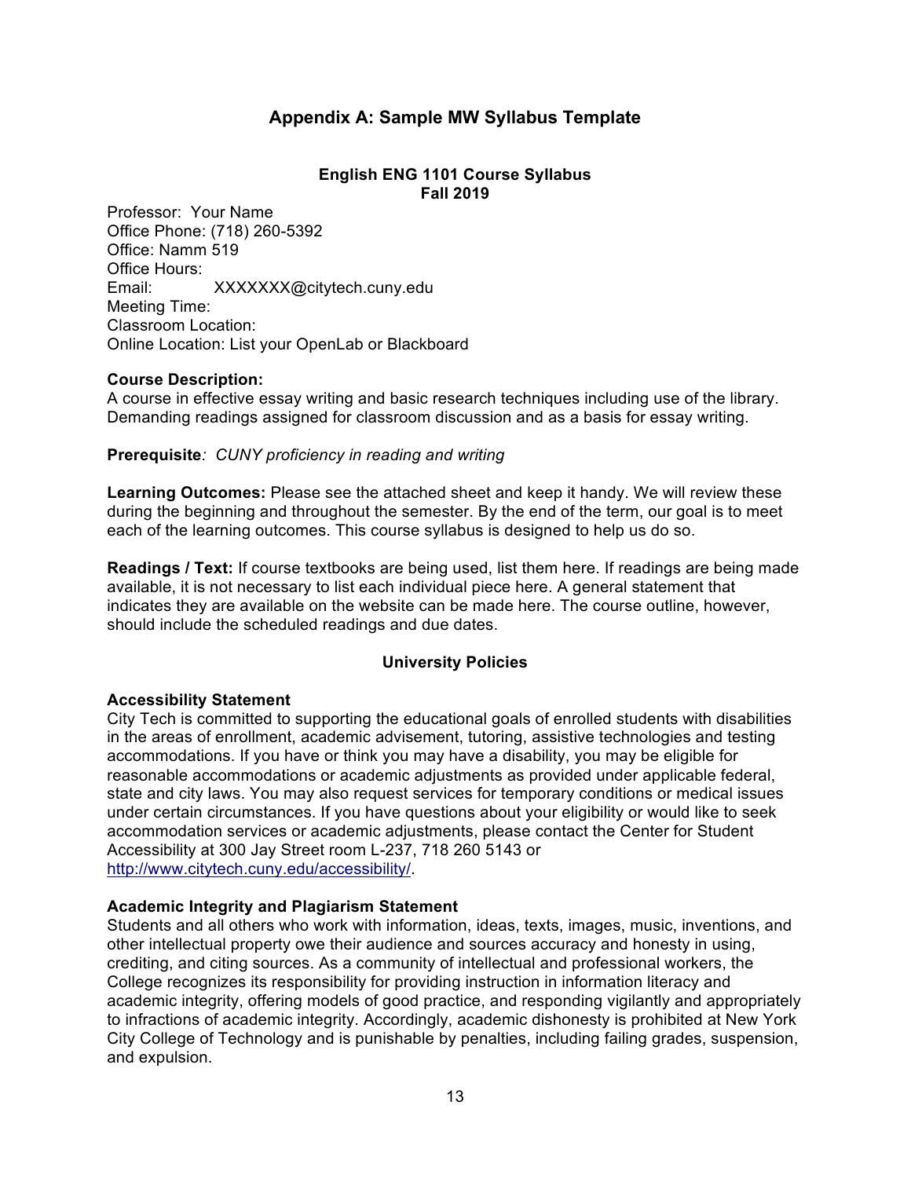## Appendix A: Sample MW Syllabus Template

### English ENG 1101 Course Syllabus
### Fall 2019

Professor: Your Name
Office Phone: (718) 260-5392
Office: Namm 519
Office Hours:
Email: XXXXXXX@citytech.cuny.edu
Meeting Time:
Classroom Location:
Online Location: List your OpenLab or Blackboard

**Course Description:**
A course in effective essay writing and basic research techniques including use of the library. Demanding readings assigned for classroom discussion and as a basis for essay writing.

**Prerequisite***: CUNY proficiency in reading and writing*

**Learning Outcomes:** Please see the attached sheet and keep it handy. We will review these during the beginning and throughout the semester. By the end of the term, our goal is to meet each of the learning outcomes. This course syllabus is designed to help us do so.

**Readings / Text:** If course textbooks are being used, list them here. If readings are being made available, it is not necessary to list each individual piece here. A general statement that indicates they are available on the website can be made here. The course outline, however, should include the scheduled readings and due dates.

### University Policies

**Accessibility Statement**
City Tech is committed to supporting the educational goals of enrolled students with disabilities in the areas of enrollment, academic advisement, tutoring, assistive technologies and testing accommodations. If you have or think you may have a disability, you may be eligible for reasonable accommodations or academic adjustments as provided under applicable federal, state and city laws. You may also request services for temporary conditions or medical issues under certain circumstances. If you have questions about your eligibility or would like to seek accommodation services or academic adjustments, please contact the Center for Student Accessibility at 300 Jay Street room L-237, 718 260 5143 or http://www.citytech.cuny.edu/accessibility/.

**Academic Integrity and Plagiarism Statement**
Students and all others who work with information, ideas, texts, images, music, inventions, and other intellectual property owe their audience and sources accuracy and honesty in using, crediting, and citing sources. As a community of intellectual and professional workers, the College recognizes its responsibility for providing instruction in information literacy and academic integrity, offering models of good practice, and responding vigilantly and appropriately to infractions of academic integrity. Accordingly, academic dishonesty is prohibited at New York City College of Technology and is punishable by penalties, including failing grades, suspension, and expulsion.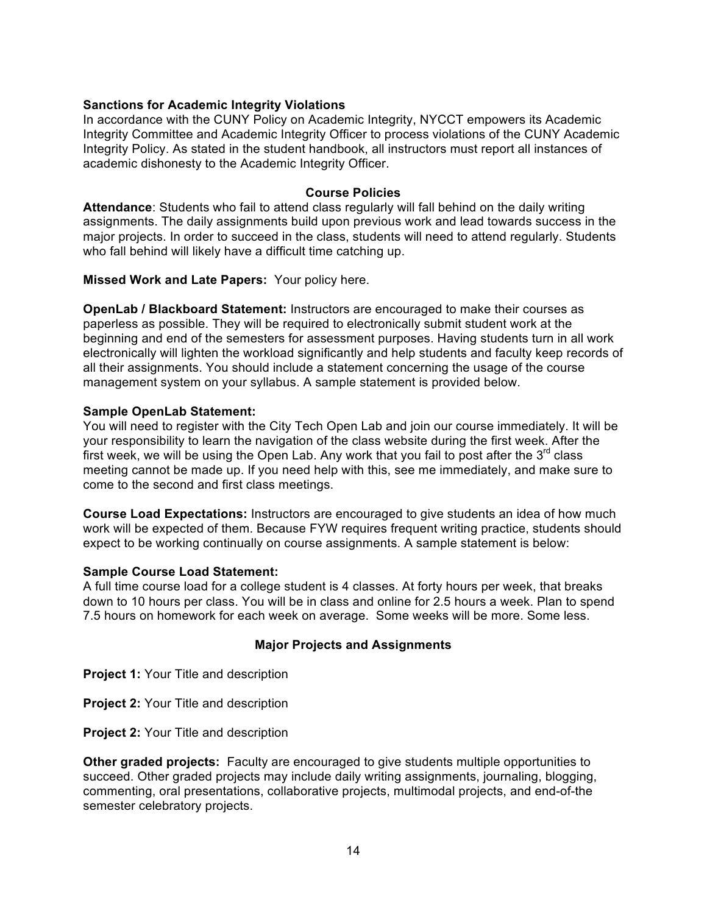**Sanctions for Academic Integrity Violations**
In accordance with the CUNY Policy on Academic Integrity, NYCCT empowers its Academic Integrity Committee and Academic Integrity Officer to process violations of the CUNY Academic Integrity Policy. As stated in the student handbook, all instructors must report all instances of academic dishonesty to the Academic Integrity Officer.

## Course Policies

**Attendance**: Students who fail to attend class regularly will fall behind on the daily writing assignments. The daily assignments build upon previous work and lead towards success in the major projects. In order to succeed in the class, students will need to attend regularly. Students who fall behind will likely have a difficult time catching up.

**Missed Work and Late Papers:** Your policy here.

**OpenLab / Blackboard Statement:** Instructors are encouraged to make their courses as paperless as possible. They will be required to electronically submit student work at the beginning and end of the semesters for assessment purposes. Having students turn in all work electronically will lighten the workload significantly and help students and faculty keep records of all their assignments. You should include a statement concerning the usage of the course management system on your syllabus. A sample statement is provided below.

**Sample OpenLab Statement:**
You will need to register with the City Tech Open Lab and join our course immediately. It will be your responsibility to learn the navigation of the class website during the first week. After the first week, we will be using the Open Lab. Any work that you fail to post after the 3rd class meeting cannot be made up. If you need help with this, see me immediately, and make sure to come to the second and first class meetings.

**Course Load Expectations:** Instructors are encouraged to give students an idea of how much work will be expected of them. Because FYW requires frequent writing practice, students should expect to be working continually on course assignments. A sample statement is below:

**Sample Course Load Statement:**
A full time course load for a college student is 4 classes. At forty hours per week, that breaks down to 10 hours per class. You will be in class and online for 2.5 hours a week. Plan to spend 7.5 hours on homework for each week on average. Some weeks will be more. Some less.

## Major Projects and Assignments

**Project 1:** Your Title and description

**Project 2:** Your Title and description

**Project 2:** Your Title and description

**Other graded projects:** Faculty are encouraged to give students multiple opportunities to succeed. Other graded projects may include daily writing assignments, journaling, blogging, commenting, oral presentations, collaborative projects, multimodal projects, and end-of-the semester celebratory projects.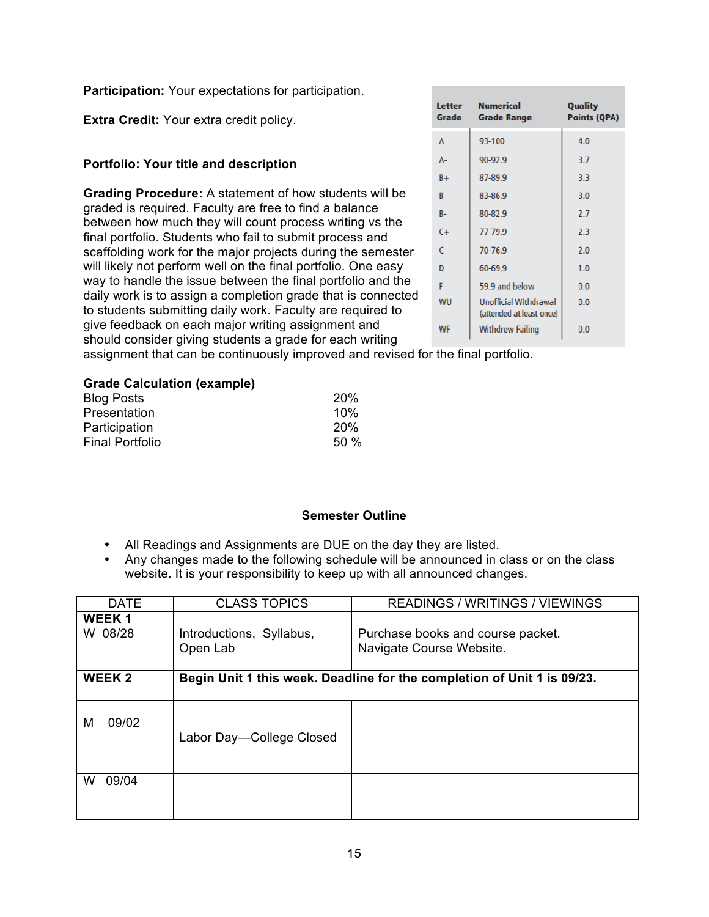**Participation:** Your expectations for participation.

**Extra Credit:** Your extra credit policy.

**Portfolio: Your title and description**

| Letter Grade | Numerical Grade Range | Quality Points (QPA) |
|---|---|---|
| A | 93-100 | 4.0 |
| A- | 90-92.9 | 3.7 |
| B+ | 87-89.9 | 3.3 |
| B | 83-86.9 | 3.0 |
| B- | 80-82.9 | 2.7 |
| C+ | 77-79.9 | 2.3 |
| C | 70-76.9 | 2.0 |
| D | 60-69.9 | 1.0 |
| F | 59.9 and below | 0.0 |
| WU | Unofficial Withdrawal (attended at least once) | 0.0 |
| WF | Withdrew Failing | 0.0 |

**Grading Procedure:** A statement of how students will be graded is required. Faculty are free to find a balance between how much they will count process writing vs the final portfolio. Students who fail to submit process and scaffolding work for the major projects during the semester will likely not perform well on the final portfolio. One easy way to handle the issue between the final portfolio and the daily work is to assign a completion grade that is connected to students submitting daily work. Faculty are required to give feedback on each major writing assignment and should consider giving students a grade for each writing assignment that can be continuously improved and revised for the final portfolio.

**Grade Calculation (example)**

| | |
|---|---|
| Blog Posts | 20% |
| Presentation | 10% |
| Participation | 20% |
| Final Portfolio | 50 % |

**Semester Outline**

- All Readings and Assignments are DUE on the day they are listed.
- Any changes made to the following schedule will be announced in class or on the class website. It is your responsibility to keep up with all announced changes.

| DATE | CLASS TOPICS | READINGS / WRITINGS / VIEWINGS |
|---|---|---|
| **WEEK 1** W 08/28 | Introductions, Syllabus, Open Lab | Purchase books and course packet. Navigate Course Website. |
| **WEEK 2** | **Begin Unit 1 this week. Deadline for the completion of Unit 1 is 09/23.** | |
| M 09/02 | Labor Day—College Closed | |
| W 09/04 | | |